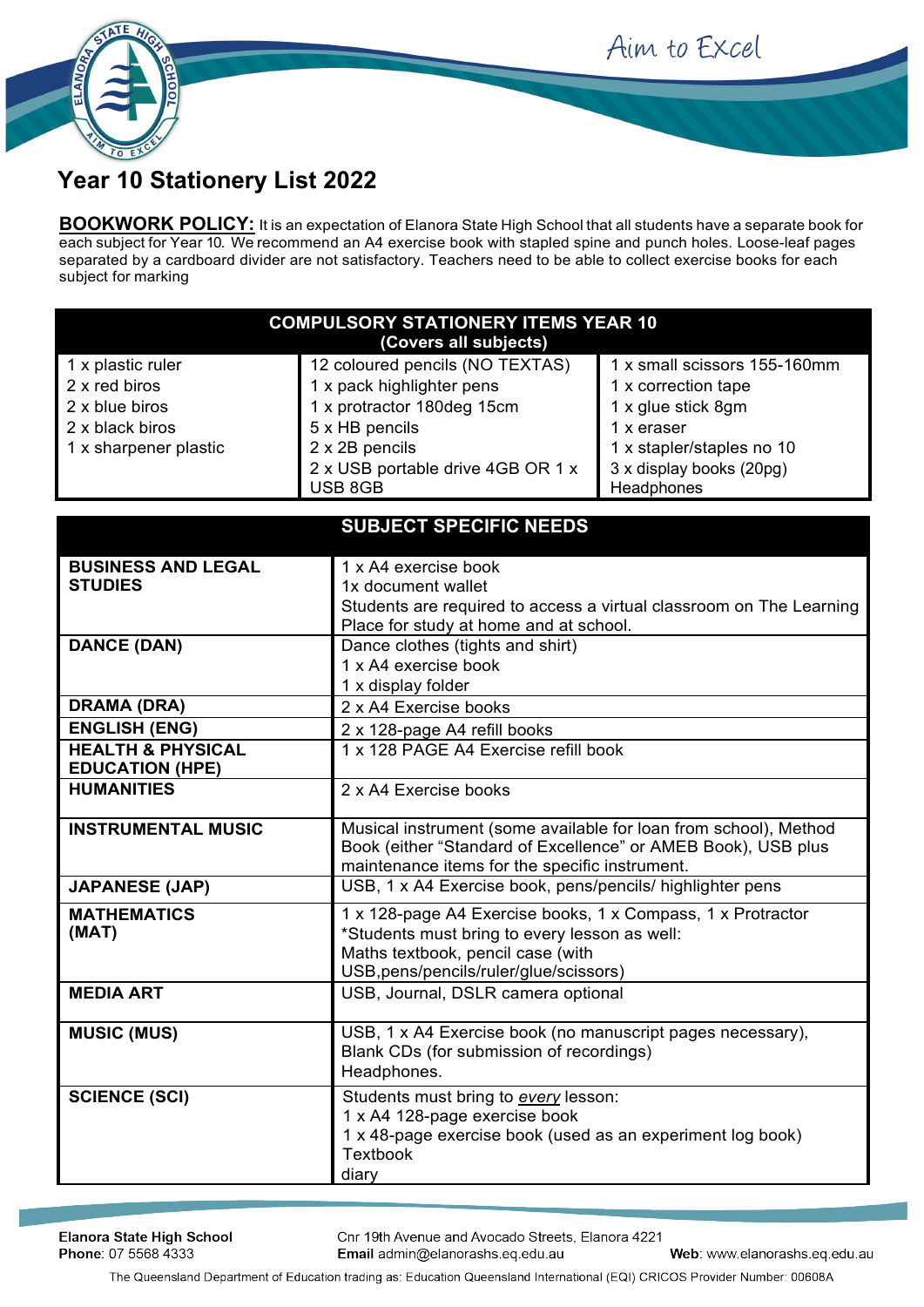# Year 10 Stationery List 2022

**BOOKWORK POLICY:** It is an expectation of Elanora State High School that all students have a separate book for each subject for Year 10. We recommend an A4 exercise book with stapled spine and punch holes. Loose-leaf pages separated by a cardboard divider are not satisfactory. Teachers need to be able to collect exercise books for each subject for marking

| COMPULSORY STATIONERY ITEMS YEAR 10 (Covers all subjects) | | |
|---|---|---|
| 1 x plastic ruler | 12 coloured pencils (NO TEXTAS) | 1 x small scissors 155-160mm |
| 2 x red biros | 1 x pack highlighter pens | 1 x correction tape |
| 2 x blue biros | 1 x protractor 180deg 15cm | 1 x glue stick 8gm |
| 2 x black biros | 5 x HB pencils | 1 x eraser |
| 1 x sharpener plastic | 2 x 2B pencils | 1 x stapler/staples no 10 |
| | 2 x USB portable drive 4GB OR 1 x USB 8GB | 3 x display books (20pg) |
| | | Headphones |

| SUBJECT SPECIFIC NEEDS | |
|---|---|
| **BUSINESS AND LEGAL STUDIES** | 1 x A4 exercise book<br>1x document wallet<br>Students are required to access a virtual classroom on The Learning Place for study at home and at school. |
| **DANCE (DAN)** | Dance clothes (tights and shirt)<br>1 x A4 exercise book<br>1 x display folder |
| **DRAMA (DRA)** | 2 x A4 Exercise books |
| **ENGLISH (ENG)** | 2 x 128-page A4 refill books |
| **HEALTH & PHYSICAL EDUCATION (HPE)** | 1 x 128 PAGE A4 Exercise refill book |
| **HUMANITIES** | 2 x A4 Exercise books |
| **INSTRUMENTAL MUSIC** | Musical instrument (some available for loan from school), Method Book (either "Standard of Excellence" or AMEB Book), USB plus maintenance items for the specific instrument. |
| **JAPANESE (JAP)** | USB, 1 x A4 Exercise book, pens/pencils/ highlighter pens |
| **MATHEMATICS (MAT)** | 1 x 128-page A4 Exercise books, 1 x Compass, 1 x Protractor<br>*Students must bring to every lesson as well:<br>Maths textbook, pencil case (with USB,pens/pencils/ruler/glue/scissors) |
| **MEDIA ART** | USB, Journal, DSLR camera optional |
| **MUSIC (MUS)** | USB, 1 x A4 Exercise book (no manuscript pages necessary), Blank CDs (for submission of recordings)<br>Headphones. |
| **SCIENCE (SCI)** | Students must bring to *every* lesson:<br>1 x A4 128-page exercise book<br>1 x 48-page exercise book (used as an experiment log book)<br>Textbook<br>diary |

**Elanora State High School**
**Phone**: 07 5568 4333

Cnr 19th Avenue and Avocado Streets, Elanora 4221
**Email** admin@elanorashs.eq.edu.au

**Web**: www.elanorashs.eq.edu.au

The Queensland Department of Education trading as: Education Queensland International (EQI) CRICOS Provider Number: 00608A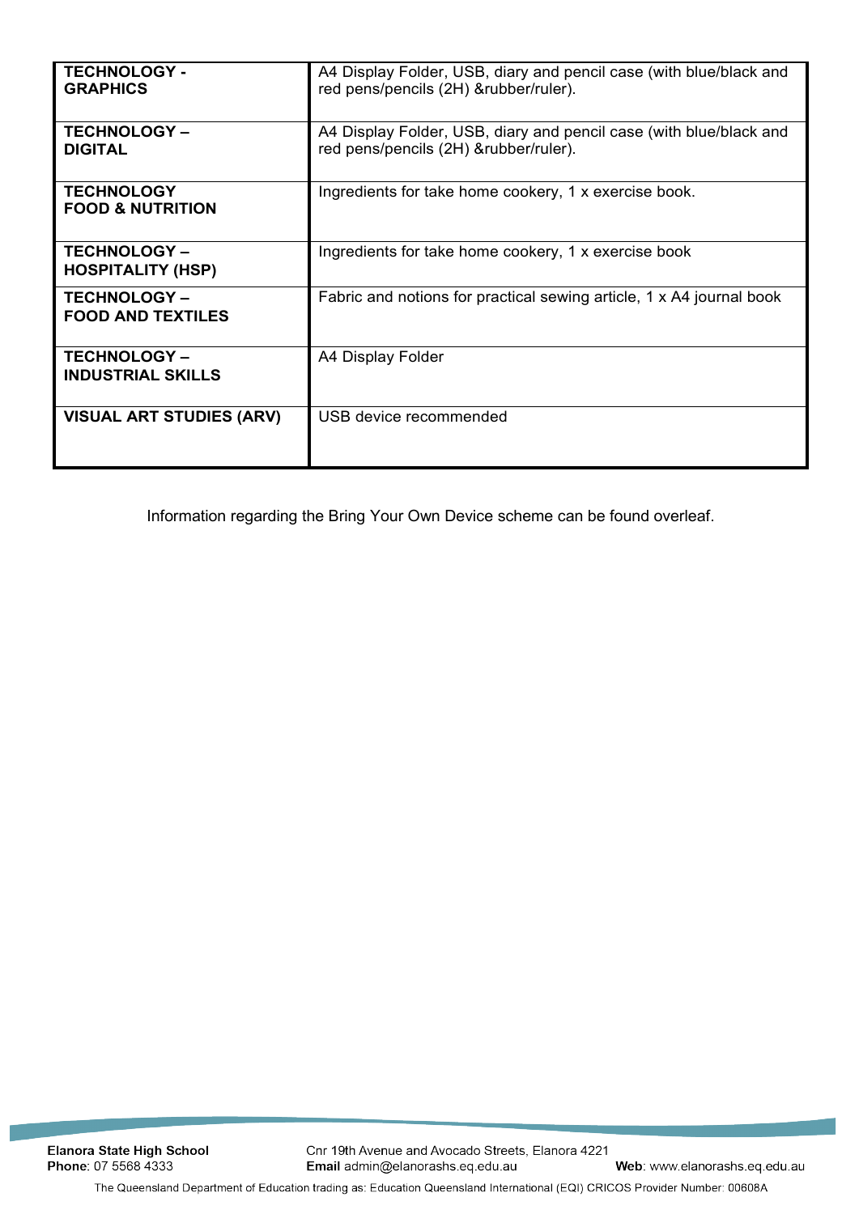| | |
|---|---|
| **TECHNOLOGY - GRAPHICS** | A4 Display Folder, USB, diary and pencil case (with blue/black and red pens/pencils (2H) &rubber/ruler). |
| **TECHNOLOGY – DIGITAL** | A4 Display Folder, USB, diary and pencil case (with blue/black and red pens/pencils (2H) &rubber/ruler). |
| **TECHNOLOGY FOOD & NUTRITION** | Ingredients for take home cookery, 1 x exercise book. |
| **TECHNOLOGY – HOSPITALITY (HSP)** | Ingredients for take home cookery, 1 x exercise book |
| **TECHNOLOGY – FOOD AND TEXTILES** | Fabric and notions for practical sewing article, 1 x A4 journal book |
| **TECHNOLOGY – INDUSTRIAL SKILLS** | A4 Display Folder |
| **VISUAL ART STUDIES (ARV)** | USB device recommended |

Information regarding the Bring Your Own Device scheme can be found overleaf.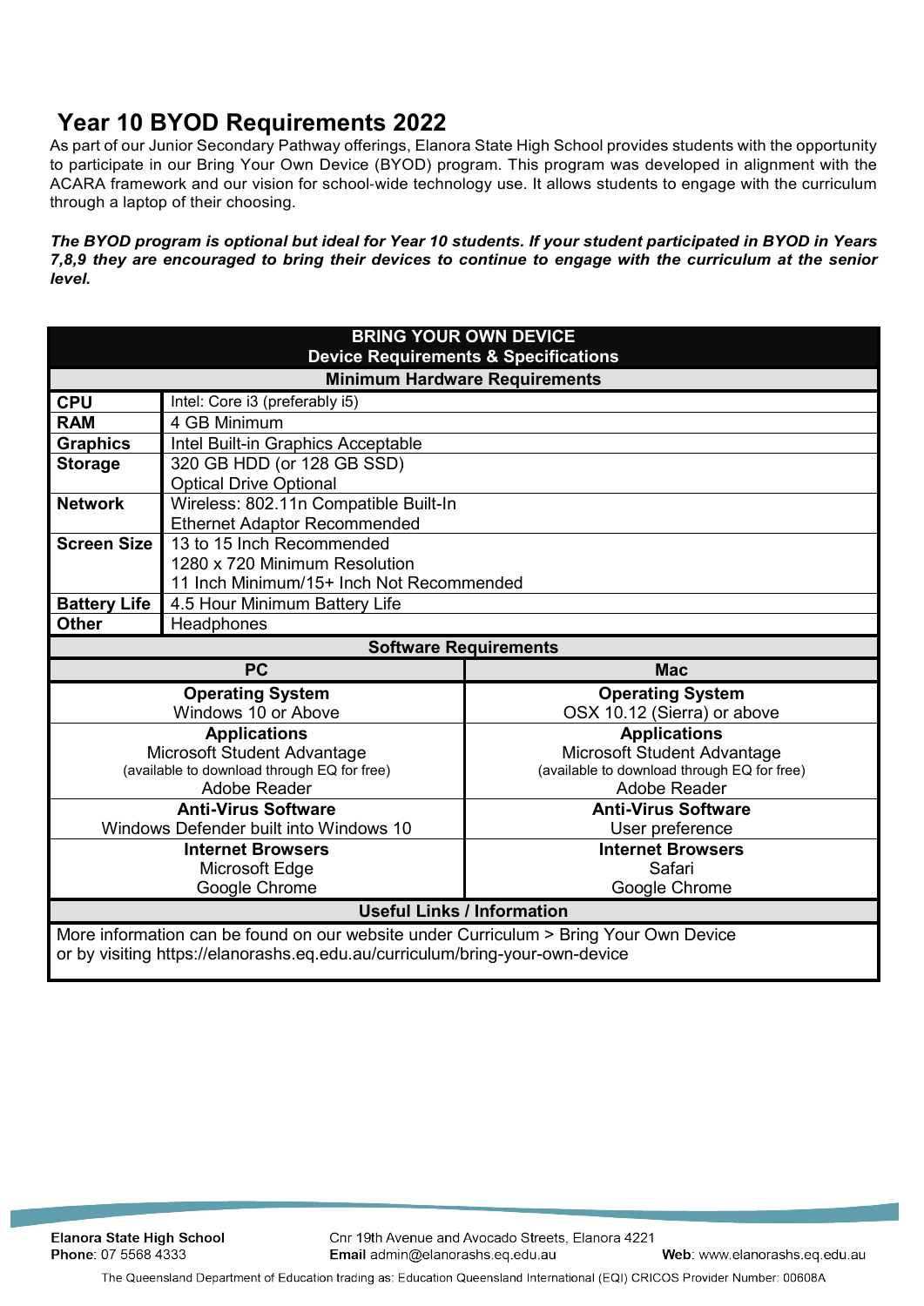# Year 10 BYOD Requirements 2022

As part of our Junior Secondary Pathway offerings, Elanora State High School provides students with the opportunity to participate in our Bring Your Own Device (BYOD) program. This program was developed in alignment with the ACARA framework and our vision for school-wide technology use. It allows students to engage with the curriculum through a laptop of their choosing.

***The BYOD program is optional but ideal for Year 10 students. If your student participated in BYOD in Years 7,8,9 they are encouraged to bring their devices to continue to engage with the curriculum at the senior level.***

| BRING YOUR OWN DEVICE<br>Device Requirements & Specifications | |
|---|---|
| **Minimum Hardware Requirements** | |
| **CPU** | Intel: Core i3 (preferably i5) |
| **RAM** | 4 GB Minimum |
| **Graphics** | Intel Built-in Graphics Acceptable |
| **Storage** | 320 GB HDD (or 128 GB SSD)<br>Optical Drive Optional |
| **Network** | Wireless: 802.11n Compatible Built-In<br>Ethernet Adaptor Recommended |
| **Screen Size** | 13 to 15 Inch Recommended<br>1280 x 720 Minimum Resolution<br>11 Inch Minimum/15+ Inch Not Recommended |
| **Battery Life** | 4.5 Hour Minimum Battery Life |
| **Other** | Headphones |

| Software Requirements | |
|---|---|
| **PC** | **Mac** |
| **Operating System**<br>Windows 10 or Above | **Operating System**<br>OSX 10.12 (Sierra) or above |
| **Applications**<br>Microsoft Student Advantage<br>(available to download through EQ for free)<br>Adobe Reader | **Applications**<br>Microsoft Student Advantage<br>(available to download through EQ for free)<br>Adobe Reader |
| **Anti-Virus Software**<br>Windows Defender built into Windows 10 | **Anti-Virus Software**<br>User preference |
| **Internet Browsers**<br>Microsoft Edge<br>Google Chrome | **Internet Browsers**<br>Safari<br>Google Chrome |

**Useful Links / Information**

More information can be found on our website under Curriculum > Bring Your Own Device or by visiting https://elanorashs.eq.edu.au/curriculum/bring-your-own-device

**Elanora State High School**
**Phone**: 07 5568 4333
Cnr 19th Avenue and Avocado Streets, Elanora 4221
**Email** admin@elanorashs.eq.edu.au
**Web**: www.elanorashs.eq.edu.au

The Queensland Department of Education trading as: Education Queensland International (EQI) CRICOS Provider Number: 00608A